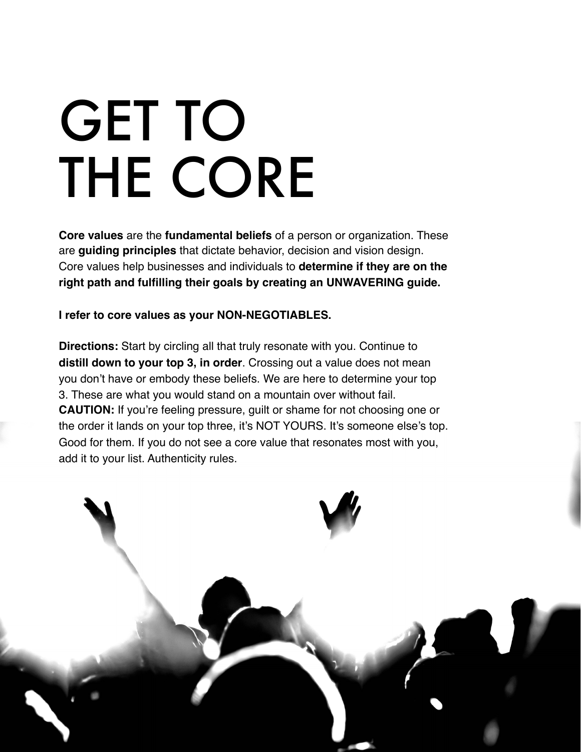# GET TO THE CORE

**Core values** are the **fundamental beliefs** of a person or organization. These are **guiding principles** that dictate behavior, decision and vision design. Core values help businesses and individuals to **determine if they are on the right path and fulfilling their goals by creating an UNWAVERING guide.**

**I refer to core values as your NON-NEGOTIABLES.**

**Directions:** Start by circling all that truly resonate with you. Continue to **distill down to your top 3, in order**. Crossing out a value does not mean you don't have or embody these beliefs. We are here to determine your top 3. These are what you would stand on a mountain over without fail.
**CAUTION:** If you're feeling pressure, guilt or shame for not choosing one or the order it lands on your top three, it's NOT YOURS. It's someone else's top. Good for them. If you do not see a core value that resonates most with you, add it to your list. Authenticity rules.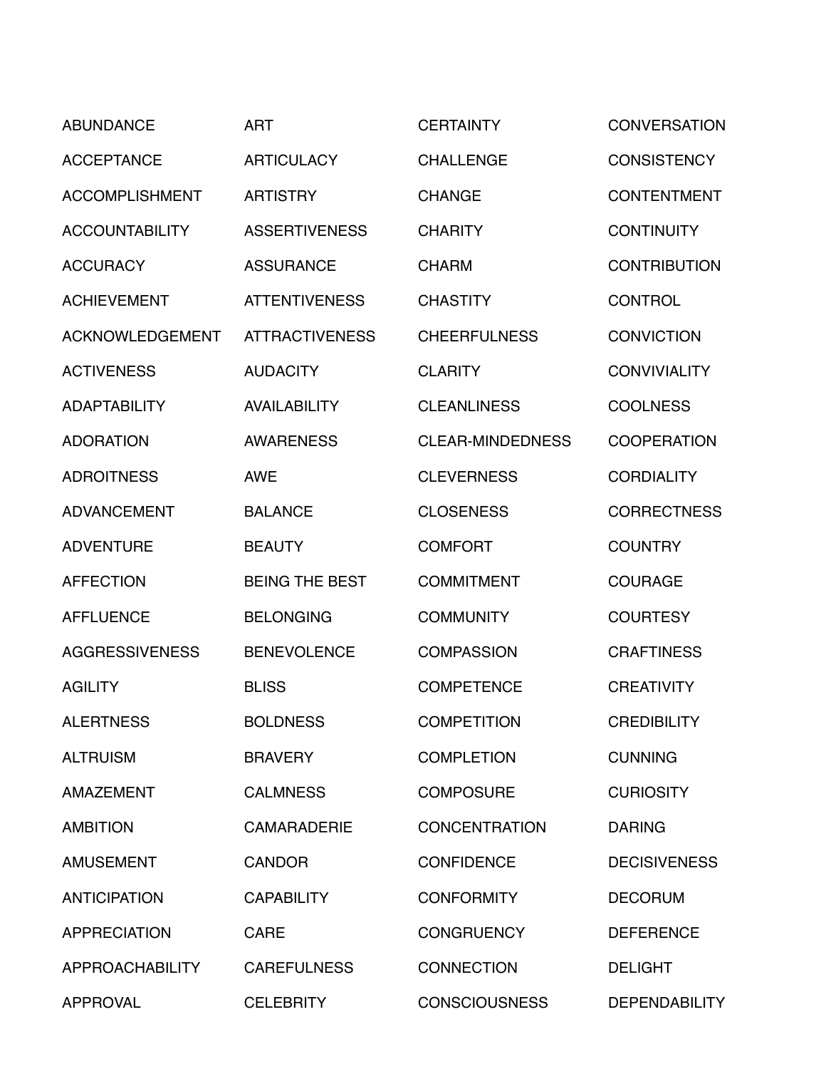ABUNDANCE
ACCEPTANCE
ACCOMPLISHMENT
ACCOUNTABILITY
ACCURACY
ACHIEVEMENT
ACKNOWLEDGEMENT
ACTIVENESS
ADAPTABILITY
ADORATION
ADROITNESS
ADVANCEMENT
ADVENTURE
AFFECTION
AFFLUENCE
AGGRESSIVENESS
AGILITY
ALERTNESS
ALTRUISM
AMAZEMENT
AMBITION
AMUSEMENT
ANTICIPATION
APPRECIATION
APPROACHABILITY
APPROVAL

ART
ARTICULACY
ARTISTRY
ASSERTIVENESS
ASSURANCE
ATTENTIVENESS
ATTRACTIVENESS
AUDACITY
AVAILABILITY
AWARENESS
AWE
BALANCE
BEAUTY
BEING THE BEST
BELONGING
BENEVOLENCE
BLISS
BOLDNESS
BRAVERY
CALMNESS
CAMARADERIE
CANDOR
CAPABILITY
CARE
CAREFULNESS
CELEBRITY

CERTAINTY
CHALLENGE
CHANGE
CHARITY
CHARM
CHASTITY
CHEERFULNESS
CLARITY
CLEANLINESS
CLEAR-MINDEDNESS
CLEVERNESS
CLOSENESS
COMFORT
COMMITMENT
COMMUNITY
COMPASSION
COMPETENCE
COMPETITION
COMPLETION
COMPOSURE
CONCENTRATION
CONFIDENCE
CONFORMITY
CONGRUENCY
CONNECTION
CONSCIOUSNESS

CONVERSATION
CONSISTENCY
CONTENTMENT
CONTINUITY
CONTRIBUTION
CONTROL
CONVICTION
CONVIVIALITY
COOLNESS
COOPERATION
CORDIALITY
CORRECTNESS
COUNTRY
COURAGE
COURTESY
CRAFTINESS
CREATIVITY
CREDIBILITY
CUNNING
CURIOSITY
DARING
DECISIVENESS
DECORUM
DEFERENCE
DELIGHT
DEPENDABILITY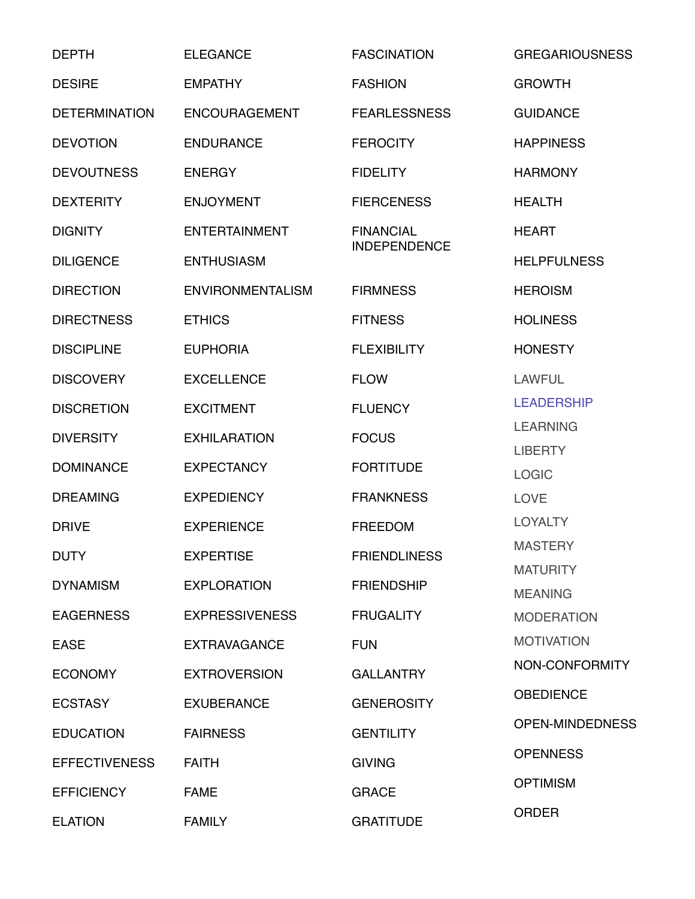DEPTH
DESIRE
DETERMINATION
DEVOTION
DEVOUTNESS
DEXTERITY
DIGNITY
DILIGENCE
DIRECTION
DIRECTNESS
DISCIPLINE
DISCOVERY
DISCRETION
DIVERSITY
DOMINANCE
DREAMING
DRIVE
DUTY
DYNAMISM
EAGERNESS
EASE
ECONOMY
ECSTASY
EDUCATION
EFFECTIVENESS
EFFICIENCY
ELATION

ELEGANCE
EMPATHY
ENCOURAGEMENT
ENDURANCE
ENERGY
ENJOYMENT
ENTERTAINMENT
ENTHUSIASM
ENVIRONMENTALISM
ETHICS
EUPHORIA
EXCELLENCE
EXCITMENT
EXHILARATION
EXPECTANCY
EXPEDIENCY
EXPERIENCE
EXPERTISE
EXPLORATION
EXPRESSIVENESS
EXTRAVAGANCE
EXTROVERSION
EXUBERANCE
FAIRNESS
FAITH
FAME
FAMILY

FASCINATION
FASHION
FEARLESSNESS
FEROCITY
FIDELITY
FIERCENESS
FINANCIAL INDEPENDENCE
FIRMNESS
FITNESS
FLEXIBILITY
FLOW
FLUENCY
FOCUS
FORTITUDE
FRANKNESS
FREEDOM
FRIENDLINESS
FRIENDSHIP
FRUGALITY
FUN
GALLANTRY
GENEROSITY
GENTILITY
GIVING
GRACE
GRATITUDE

GREGARIOUSNESS
GROWTH
GUIDANCE
HAPPINESS
HARMONY
HEALTH
HEART
HELPFULNESS
HEROISM
HOLINESS
HONESTY
LAWFUL
LEADERSHIP
LEARNING
LIBERTY
LOGIC
LOVE
LOYALTY
MASTERY
MATURITY
MEANING
MODERATION
MOTIVATION
NON-CONFORMITY
OBEDIENCE
OPEN-MINDEDNESS
OPENNESS
OPTIMISM
ORDER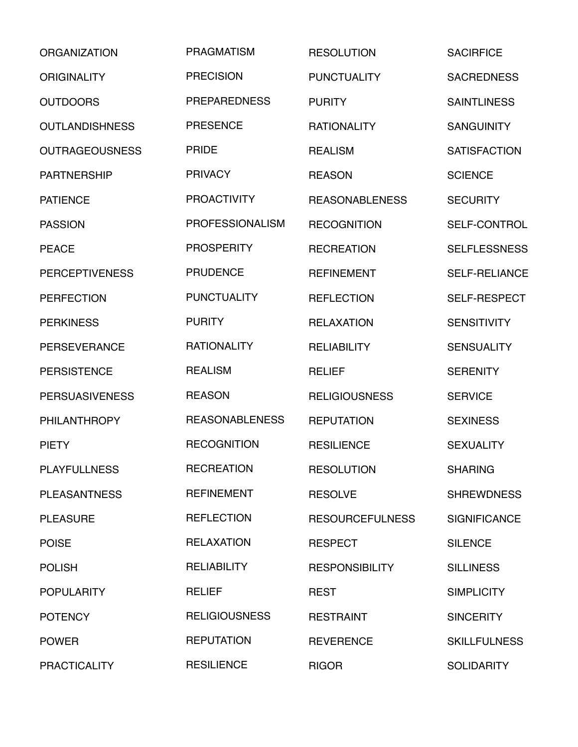ORGANIZATION
ORIGINALITY
OUTDOORS
OUTLANDISHNESS
OUTRAGEOUSNESS
PARTNERSHIP
PATIENCE
PASSION
PEACE
PERCEPTIVENESS
PERFECTION
PERKINESS
PERSEVERANCE
PERSISTENCE
PERSUASIVENESS
PHILANTHROPY
PIETY
PLAYFULLNESS
PLEASANTNESS
PLEASURE
POISE
POLISH
POPULARITY
POTENCY
POWER
PRACTICALITY

PRAGMATISM
PRECISION
PREPAREDNESS
PRESENCE
PRIDE
PRIVACY
PROACTIVITY
PROFESSIONALISM
PROSPERITY
PRUDENCE
PUNCTUALITY
PURITY
RATIONALITY
REALISM
REASON
REASONABLENESS
RECOGNITION
RECREATION
REFINEMENT
REFLECTION
RELAXATION
RELIABILITY
RELIEF
RELIGIOUSNESS
REPUTATION
RESILIENCE

RESOLUTION
PUNCTUALITY
PURITY
RATIONALITY
REALISM
REASON
REASONABLENESS
RECOGNITION
RECREATION
REFINEMENT
REFLECTION
RELAXATION
RELIABILITY
RELIEF
RELIGIOUSNESS
REPUTATION
RESILIENCE
RESOLUTION
RESOLVE
RESOURCEFULNESS
RESPECT
RESPONSIBILITY
REST
RESTRAINT
REVERENCE
RIGOR

SACIRFICE
SACREDNESS
SAINTLINESS
SANGUINITY
SATISFACTION
SCIENCE
SECURITY
SELF-CONTROL
SELFLESSNESS
SELF-RELIANCE
SELF-RESPECT
SENSITIVITY
SENSUALITY
SERENITY
SERVICE
SEXINESS
SEXUALITY
SHARING
SHREWDNESS
SIGNIFICANCE
SILENCE
SILLINESS
SIMPLICITY
SINCERITY
SKILLFULNESS
SOLIDARITY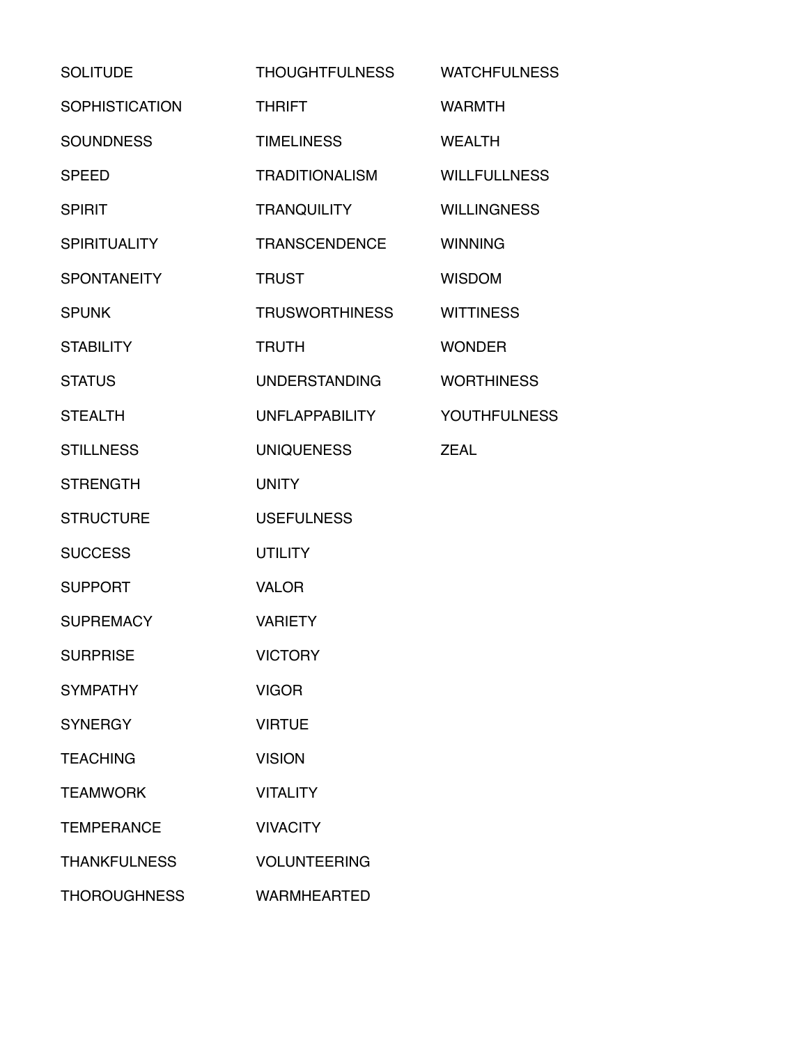SOLITUDE

SOPHISTICATION

SOUNDNESS

SPEED

SPIRIT

SPIRITUALITY

SPONTANEITY

SPUNK

STABILITY

STATUS

STEALTH

STILLNESS

STRENGTH

STRUCTURE

SUCCESS

SUPPORT

SUPREMACY

SURPRISE

SYMPATHY

SYNERGY

TEACHING

TEAMWORK

TEMPERANCE

THANKFULNESS

THOROUGHNESS

THOUGHTFULNESS

THRIFT

TIMELINESS

TRADITIONALISM

TRANQUILITY

TRANSCENDENCE

TRUST

TRUSWORTHINESS

TRUTH

UNDERSTANDING

UNFLAPPABILITY

UNIQUENESS

UNITY

USEFULNESS

UTILITY

VALOR

VARIETY

VICTORY

VIGOR

VIRTUE

VISION

VITALITY

VIVACITY

VOLUNTEERING

WARMHEARTED

WATCHFULNESS

WARMTH

WEALTH

WILLFULLNESS

WILLINGNESS

WINNING

WISDOM

WITTINESS

WONDER

WORTHINESS

YOUTHFULNESS

ZEAL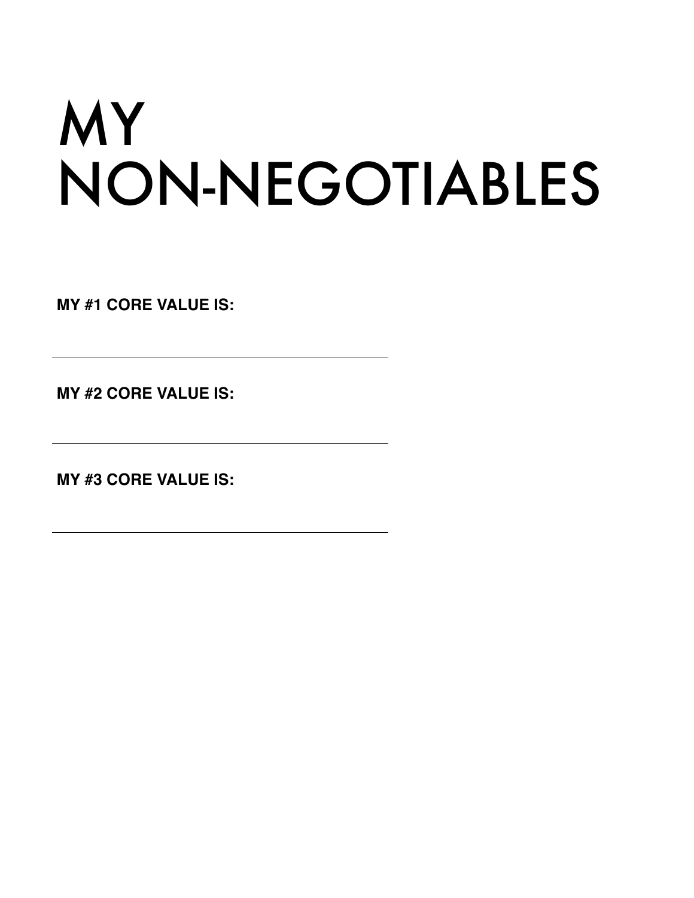# MY NON-NEGOTIABLES

**MY #1 CORE VALUE IS:**

______________________________

**MY #2 CORE VALUE IS:**

______________________________

**MY #3 CORE VALUE IS:**

______________________________